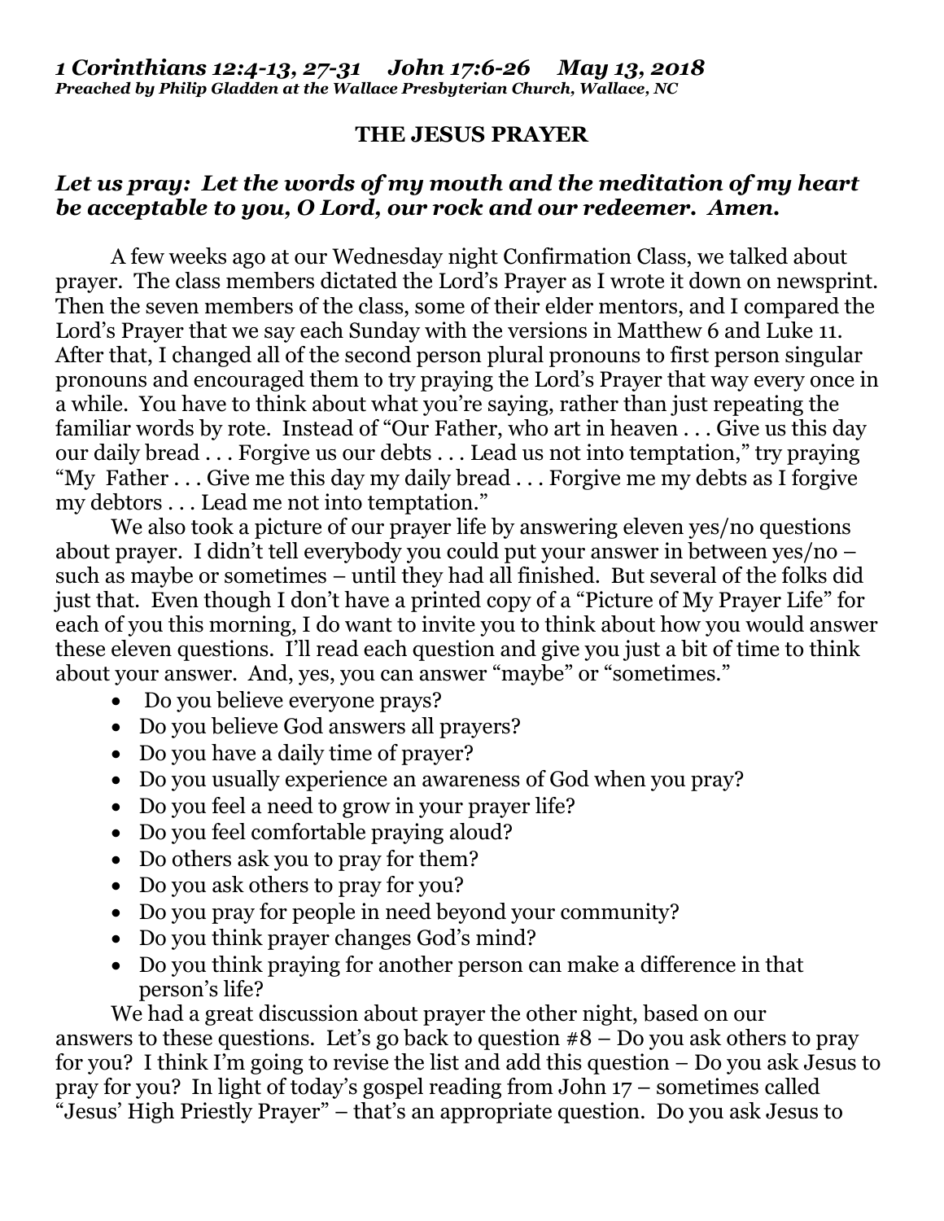***1 Corinthians 12:4-13, 27-31 John 17:6-26 May 13, 2018***
***Preached by Philip Gladden at the Wallace Presbyterian Church, Wallace, NC***

# THE JESUS PRAYER

***Let us pray: Let the words of my mouth and the meditation of my heart be acceptable to you, O Lord, our rock and our redeemer. Amen.***

A few weeks ago at our Wednesday night Confirmation Class, we talked about prayer. The class members dictated the Lord's Prayer as I wrote it down on newsprint. Then the seven members of the class, some of their elder mentors, and I compared the Lord's Prayer that we say each Sunday with the versions in Matthew 6 and Luke 11. After that, I changed all of the second person plural pronouns to first person singular pronouns and encouraged them to try praying the Lord's Prayer that way every once in a while. You have to think about what you're saying, rather than just repeating the familiar words by rote. Instead of "Our Father, who art in heaven . . . Give us this day our daily bread . . . Forgive us our debts . . . Lead us not into temptation," try praying "My Father . . . Give me this day my daily bread . . . Forgive me my debts as I forgive my debtors . . . Lead me not into temptation."

We also took a picture of our prayer life by answering eleven yes/no questions about prayer. I didn't tell everybody you could put your answer in between yes/no – such as maybe or sometimes – until they had all finished. But several of the folks did just that. Even though I don't have a printed copy of a "Picture of My Prayer Life" for each of you this morning, I do want to invite you to think about how you would answer these eleven questions. I'll read each question and give you just a bit of time to think about your answer. And, yes, you can answer "maybe" or "sometimes."

- Do you believe everyone prays?
- Do you believe God answers all prayers?
- Do you have a daily time of prayer?
- Do you usually experience an awareness of God when you pray?
- Do you feel a need to grow in your prayer life?
- Do you feel comfortable praying aloud?
- Do others ask you to pray for them?
- Do you ask others to pray for you?
- Do you pray for people in need beyond your community?
- Do you think prayer changes God's mind?
- Do you think praying for another person can make a difference in that person's life?

We had a great discussion about prayer the other night, based on our answers to these questions. Let's go back to question #8 – Do you ask others to pray for you? I think I'm going to revise the list and add this question – Do you ask Jesus to pray for you? In light of today's gospel reading from John 17 – sometimes called "Jesus' High Priestly Prayer" – that's an appropriate question. Do you ask Jesus to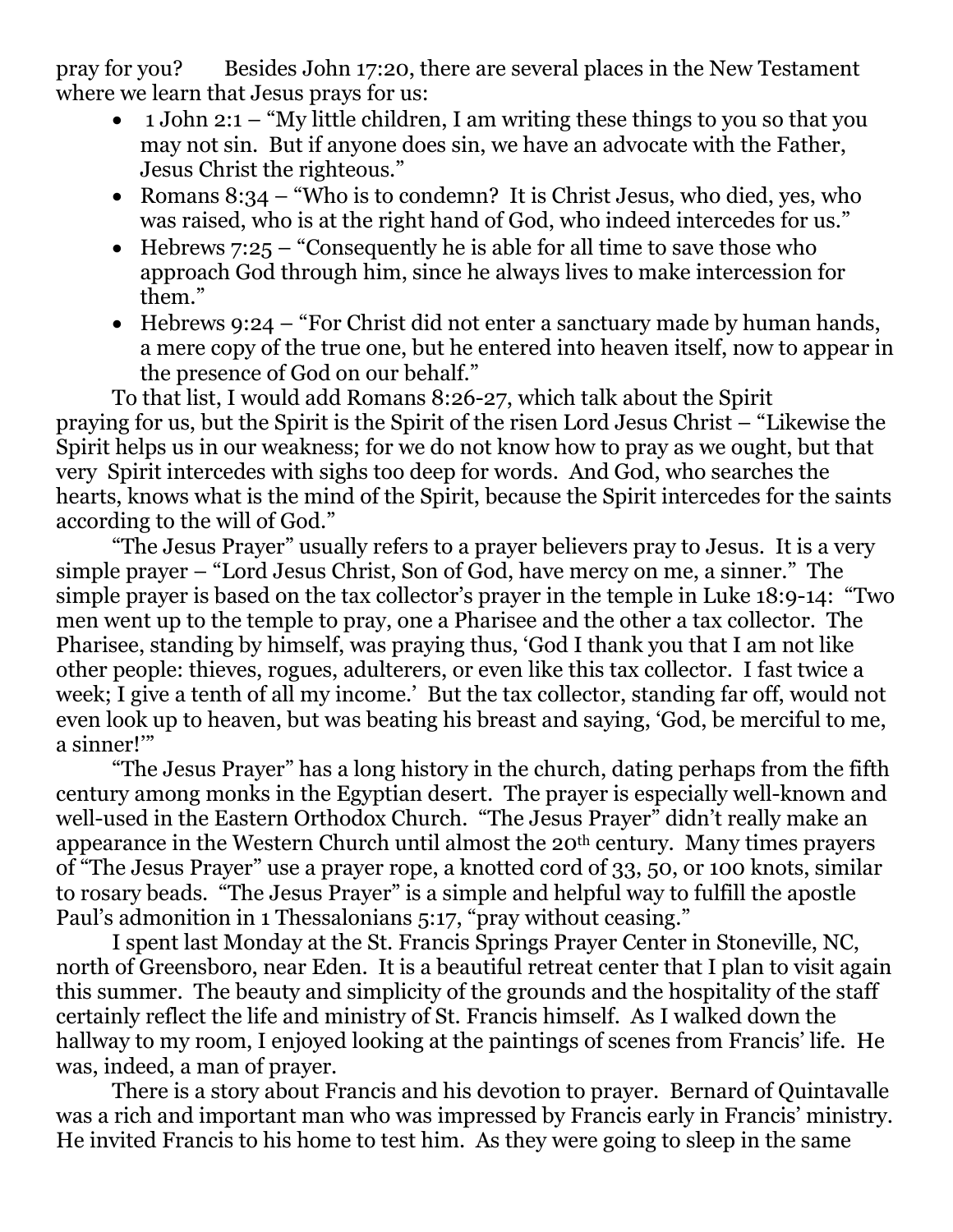pray for you? Besides John 17:20, there are several places in the New Testament where we learn that Jesus prays for us:

- 1 John 2:1 – "My little children, I am writing these things to you so that you may not sin. But if anyone does sin, we have an advocate with the Father, Jesus Christ the righteous."
- Romans 8:34 – "Who is to condemn? It is Christ Jesus, who died, yes, who was raised, who is at the right hand of God, who indeed intercedes for us."
- Hebrews 7:25 – "Consequently he is able for all time to save those who approach God through him, since he always lives to make intercession for them."
- Hebrews 9:24 – "For Christ did not enter a sanctuary made by human hands, a mere copy of the true one, but he entered into heaven itself, now to appear in the presence of God on our behalf."

To that list, I would add Romans 8:26-27, which talk about the Spirit praying for us, but the Spirit is the Spirit of the risen Lord Jesus Christ – "Likewise the Spirit helps us in our weakness; for we do not know how to pray as we ought, but that very Spirit intercedes with sighs too deep for words. And God, who searches the hearts, knows what is the mind of the Spirit, because the Spirit intercedes for the saints according to the will of God."

"The Jesus Prayer" usually refers to a prayer believers pray to Jesus. It is a very simple prayer – "Lord Jesus Christ, Son of God, have mercy on me, a sinner." The simple prayer is based on the tax collector's prayer in the temple in Luke 18:9-14: "Two men went up to the temple to pray, one a Pharisee and the other a tax collector. The Pharisee, standing by himself, was praying thus, 'God I thank you that I am not like other people: thieves, rogues, adulterers, or even like this tax collector. I fast twice a week; I give a tenth of all my income.' But the tax collector, standing far off, would not even look up to heaven, but was beating his breast and saying, 'God, be merciful to me, a sinner!'"

"The Jesus Prayer" has a long history in the church, dating perhaps from the fifth century among monks in the Egyptian desert. The prayer is especially well-known and well-used in the Eastern Orthodox Church. "The Jesus Prayer" didn't really make an appearance in the Western Church until almost the 20th century. Many times prayers of "The Jesus Prayer" use a prayer rope, a knotted cord of 33, 50, or 100 knots, similar to rosary beads. "The Jesus Prayer" is a simple and helpful way to fulfill the apostle Paul's admonition in 1 Thessalonians 5:17, "pray without ceasing."

I spent last Monday at the St. Francis Springs Prayer Center in Stoneville, NC, north of Greensboro, near Eden. It is a beautiful retreat center that I plan to visit again this summer. The beauty and simplicity of the grounds and the hospitality of the staff certainly reflect the life and ministry of St. Francis himself. As I walked down the hallway to my room, I enjoyed looking at the paintings of scenes from Francis' life. He was, indeed, a man of prayer.

There is a story about Francis and his devotion to prayer. Bernard of Quintavalle was a rich and important man who was impressed by Francis early in Francis' ministry. He invited Francis to his home to test him. As they were going to sleep in the same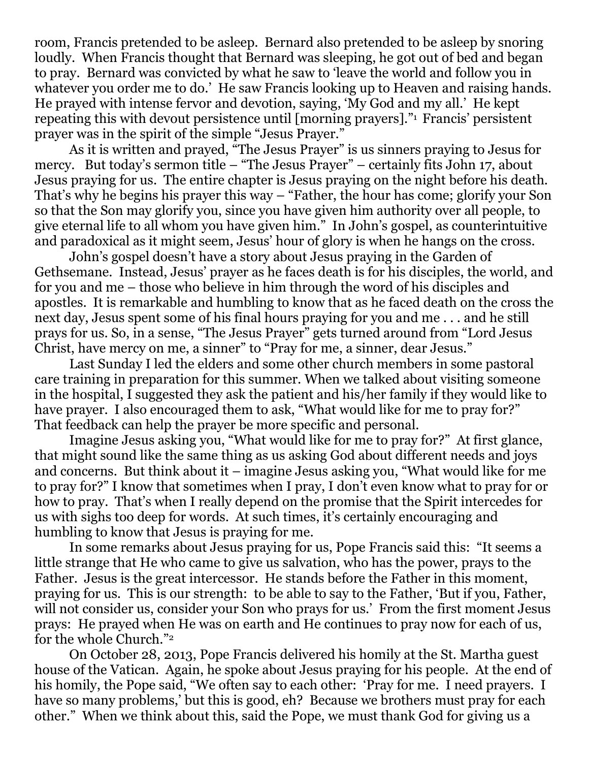room, Francis pretended to be asleep. Bernard also pretended to be asleep by snoring loudly. When Francis thought that Bernard was sleeping, he got out of bed and began to pray. Bernard was convicted by what he saw to 'leave the world and follow you in whatever you order me to do.' He saw Francis looking up to Heaven and raising hands. He prayed with intense fervor and devotion, saying, 'My God and my all.' He kept repeating this with devout persistence until [morning prayers]."[1] Francis' persistent prayer was in the spirit of the simple "Jesus Prayer."

As it is written and prayed, "The Jesus Prayer" is us sinners praying to Jesus for mercy. But today's sermon title – "The Jesus Prayer" – certainly fits John 17, about Jesus praying for us. The entire chapter is Jesus praying on the night before his death. That's why he begins his prayer this way – "Father, the hour has come; glorify your Son so that the Son may glorify you, since you have given him authority over all people, to give eternal life to all whom you have given him." In John's gospel, as counterintuitive and paradoxical as it might seem, Jesus' hour of glory is when he hangs on the cross.

John's gospel doesn't have a story about Jesus praying in the Garden of Gethsemane. Instead, Jesus' prayer as he faces death is for his disciples, the world, and for you and me – those who believe in him through the word of his disciples and apostles. It is remarkable and humbling to know that as he faced death on the cross the next day, Jesus spent some of his final hours praying for you and me . . . and he still prays for us. So, in a sense, "The Jesus Prayer" gets turned around from "Lord Jesus Christ, have mercy on me, a sinner" to "Pray for me, a sinner, dear Jesus."

Last Sunday I led the elders and some other church members in some pastoral care training in preparation for this summer. When we talked about visiting someone in the hospital, I suggested they ask the patient and his/her family if they would like to have prayer. I also encouraged them to ask, "What would like for me to pray for?" That feedback can help the prayer be more specific and personal.

Imagine Jesus asking you, "What would like for me to pray for?" At first glance, that might sound like the same thing as us asking God about different needs and joys and concerns. But think about it – imagine Jesus asking you, "What would like for me to pray for?" I know that sometimes when I pray, I don't even know what to pray for or how to pray. That's when I really depend on the promise that the Spirit intercedes for us with sighs too deep for words. At such times, it's certainly encouraging and humbling to know that Jesus is praying for me.

In some remarks about Jesus praying for us, Pope Francis said this: "It seems a little strange that He who came to give us salvation, who has the power, prays to the Father. Jesus is the great intercessor. He stands before the Father in this moment, praying for us. This is our strength: to be able to say to the Father, 'But if you, Father, will not consider us, consider your Son who prays for us.' From the first moment Jesus prays: He prayed when He was on earth and He continues to pray now for each of us, for the whole Church."[2]

On October 28, 2013, Pope Francis delivered his homily at the St. Martha guest house of the Vatican. Again, he spoke about Jesus praying for his people. At the end of his homily, the Pope said, "We often say to each other: 'Pray for me. I need prayers. I have so many problems,' but this is good, eh? Because we brothers must pray for each other." When we think about this, said the Pope, we must thank God for giving us a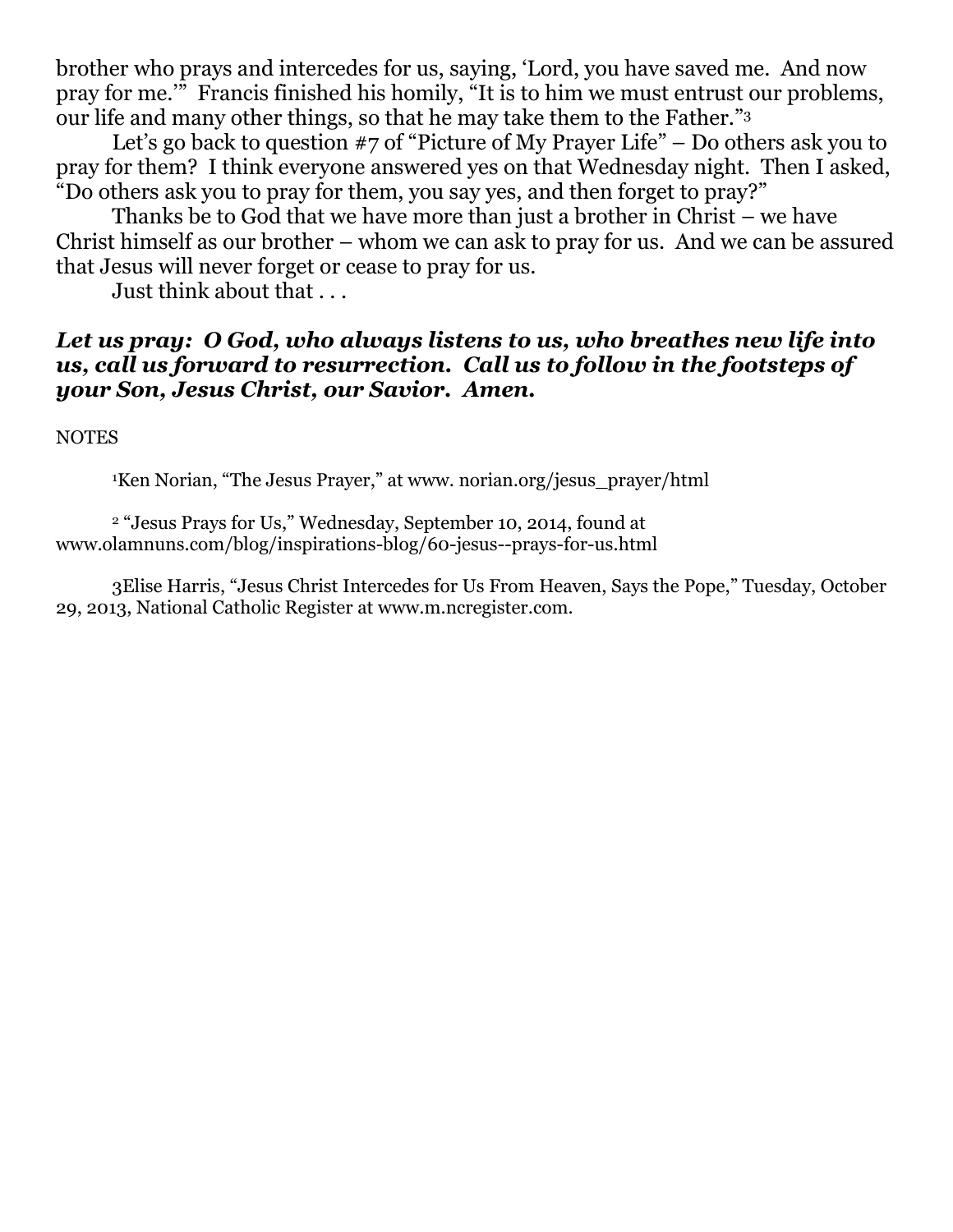brother who prays and intercedes for us, saying, 'Lord, you have saved me. And now pray for me.'" Francis finished his homily, "It is to him we must entrust our problems, our life and many other things, so that he may take them to the Father."[3]

Let's go back to question #7 of "Picture of My Prayer Life" – Do others ask you to pray for them? I think everyone answered yes on that Wednesday night. Then I asked, "Do others ask you to pray for them, you say yes, and then forget to pray?"

Thanks be to God that we have more than just a brother in Christ – we have Christ himself as our brother – whom we can ask to pray for us. And we can be assured that Jesus will never forget or cease to pray for us.

Just think about that . . .

***Let us pray: O God, who always listens to us, who breathes new life into us, call us forward to resurrection. Call us to follow in the footsteps of your Son, Jesus Christ, our Savior. Amen.***

NOTES

[1]Ken Norian, "The Jesus Prayer," at www. norian.org/jesus_prayer/html

[2] "Jesus Prays for Us," Wednesday, September 10, 2014, found at www.olamnuns.com/blog/inspirations-blog/60-jesus--prays-for-us.html

3Elise Harris, "Jesus Christ Intercedes for Us From Heaven, Says the Pope," Tuesday, October 29, 2013, National Catholic Register at www.m.ncregister.com.